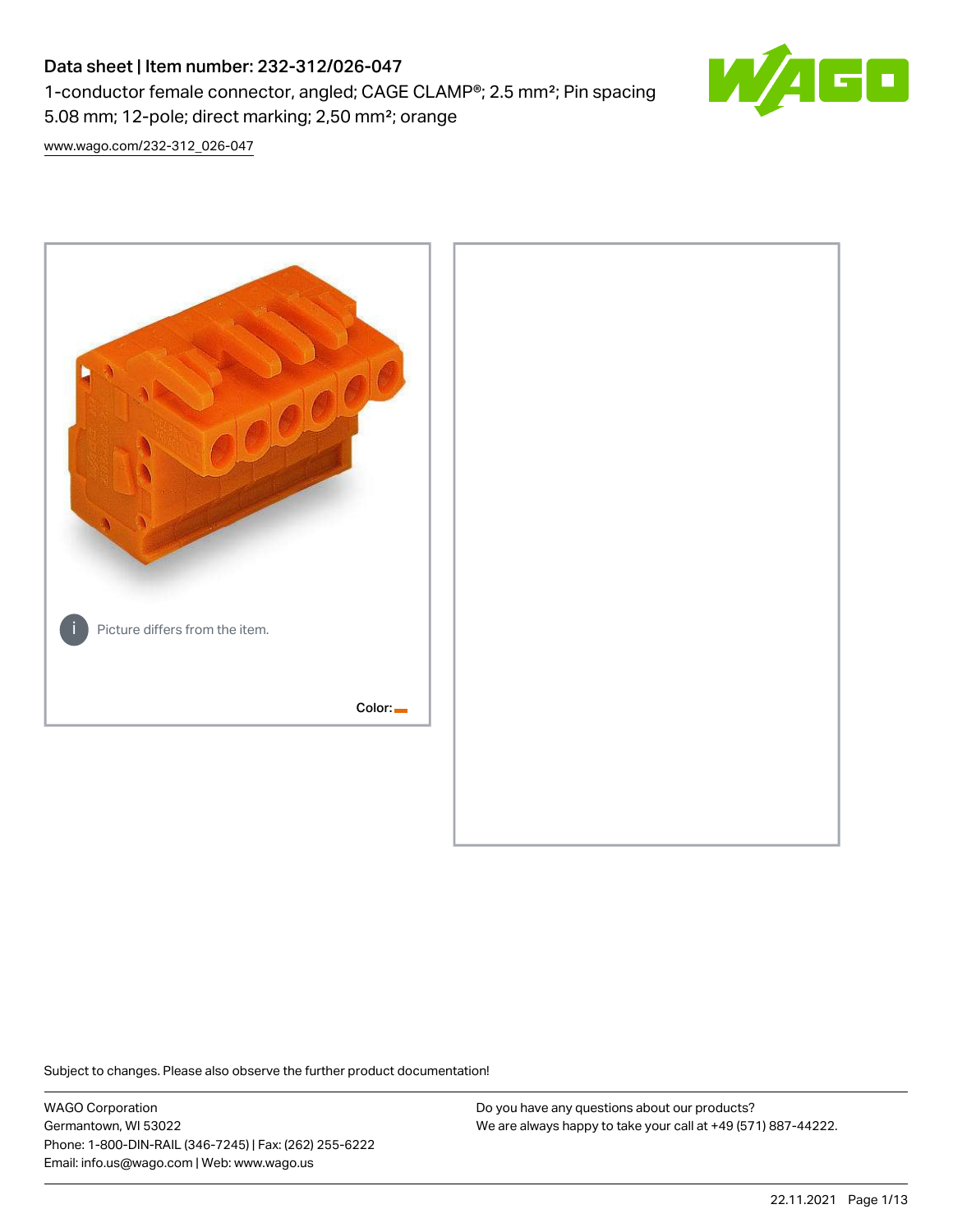# Data sheet | Item number: 232-312/026-047

1-conductor female connector, angled; CAGE CLAMP®; 2.5 mm²; Pin spacing 5.08 mm; 12-pole; direct marking; 2,50 mm²; orange

www.wago.com/232-312_026-047

Picture differs from the item.

Color:

Subject to changes. Please also observe the further product documentation!

WAGO Corporation
Germantown, WI 53022
Phone: 1-800-DIN-RAIL (346-7245) | Fax: (262) 255-6222
Email: info.us@wago.com | Web: www.wago.us

Do you have any questions about our products?
We are always happy to take your call at +49 (571) 887-44222.

22.11.2021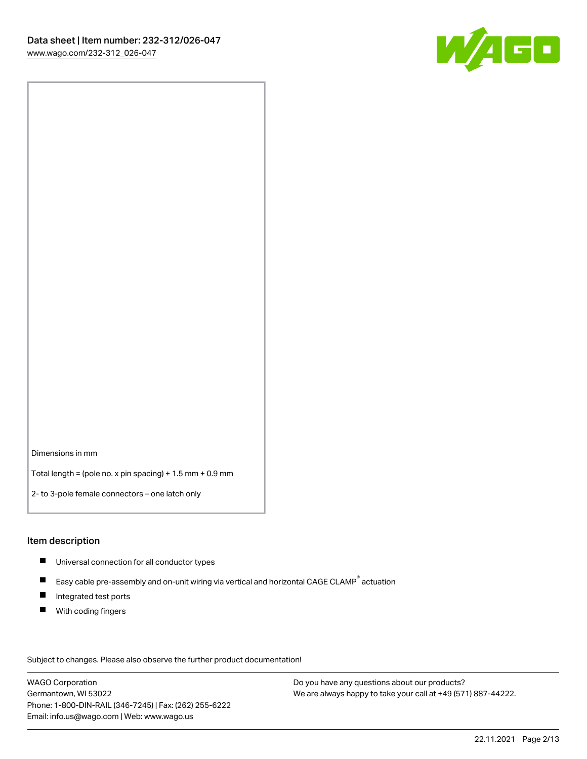Dimensions in mm

Total length = (pole no. x pin spacing) + 1.5 mm + 0.9 mm

2- to 3-pole female connectors – one latch only

## Item description

- Universal connection for all conductor types
- Easy cable pre-assembly and on-unit wiring via vertical and horizontal CAGE CLAMP® actuation
- Integrated test ports
- With coding fingers

Subject to changes. Please also observe the further product documentation!

WAGO Corporation
Germantown, WI 53022
Phone: 1-800-DIN-RAIL (346-7245) | Fax: (262) 255-6222
Email: info.us@wago.com | Web: www.wago.us

Do you have any questions about our products?
We are always happy to take your call at +49 (571) 887-44222.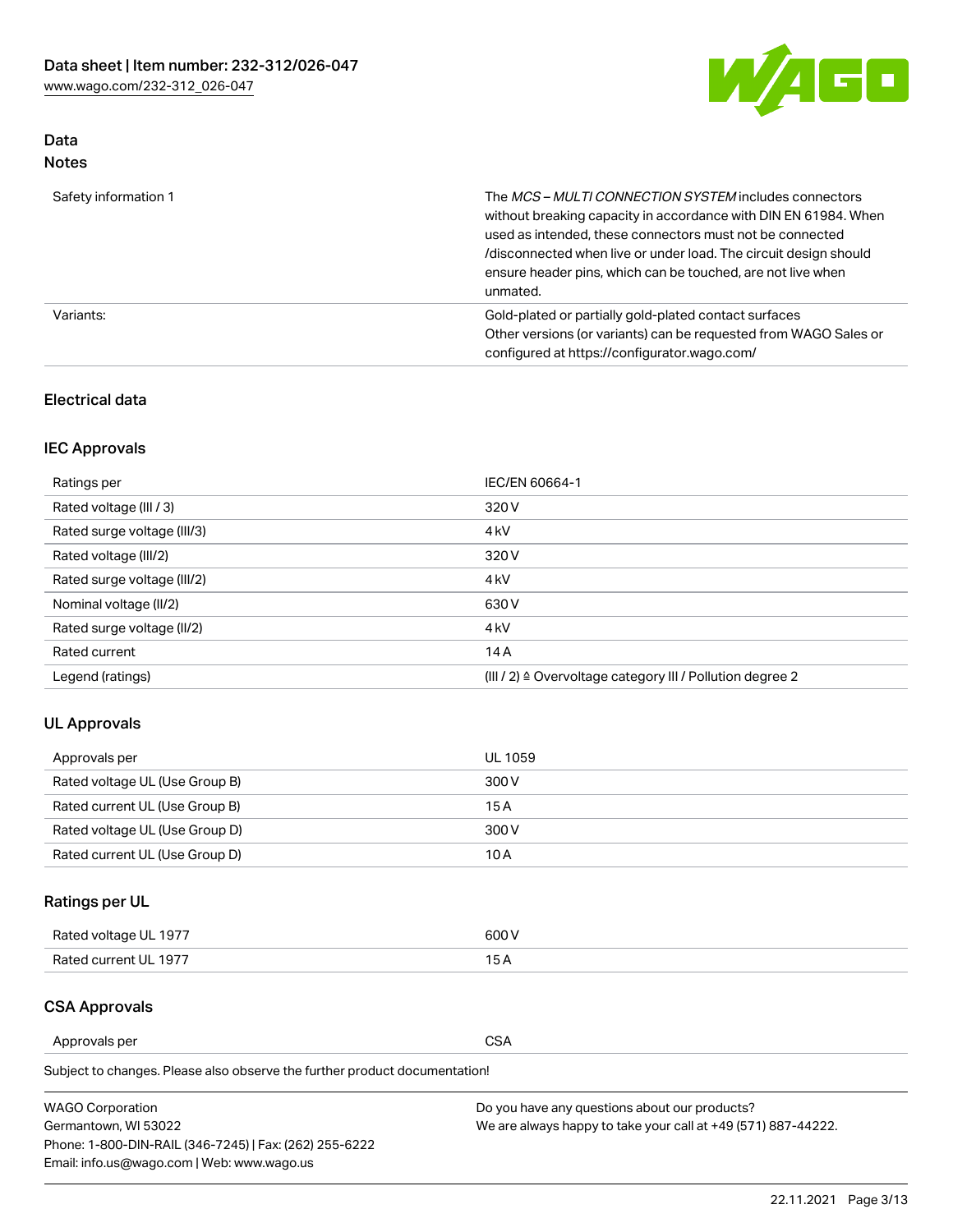## Data

### Notes

| | |
|---|---|
| Safety information 1 | The *MCS – MULTI CONNECTION SYSTEM* includes connectors without breaking capacity in accordance with DIN EN 61984. When used as intended, these connectors must not be connected /disconnected when live or under load. The circuit design should ensure header pins, which can be touched, are not live when unmated. |
| Variants: | Gold-plated or partially gold-plated contact surfaces<br>Other versions (or variants) can be requested from WAGO Sales or configured at https://configurator.wago.com/ |

## Electrical data

### IEC Approvals

| | |
|---|---|
| Ratings per | IEC/EN 60664-1 |
| Rated voltage (III / 3) | 320 V |
| Rated surge voltage (III/3) | 4 kV |
| Rated voltage (III/2) | 320 V |
| Rated surge voltage (III/2) | 4 kV |
| Nominal voltage (II/2) | 630 V |
| Rated surge voltage (II/2) | 4 kV |
| Rated current | 14 A |
| Legend (ratings) | (III / 2) ≙ Overvoltage category III / Pollution degree 2 |

### UL Approvals

| | |
|---|---|
| Approvals per | UL 1059 |
| Rated voltage UL (Use Group B) | 300 V |
| Rated current UL (Use Group B) | 15 A |
| Rated voltage UL (Use Group D) | 300 V |
| Rated current UL (Use Group D) | 10 A |

### Ratings per UL

| | |
|---|---|
| Rated voltage UL 1977 | 600 V |
| Rated current UL 1977 | 15 A |

### CSA Approvals

| | |
|---|---|
| Approvals per | CSA |

Subject to changes. Please also observe the further product documentation!

WAGO Corporation
Germantown, WI 53022
Phone: 1-800-DIN-RAIL (346-7245) | Fax: (262) 255-6222
Email: info.us@wago.com | Web: www.wago.us

Do you have any questions about our products?
We are always happy to take your call at +49 (571) 887-44222.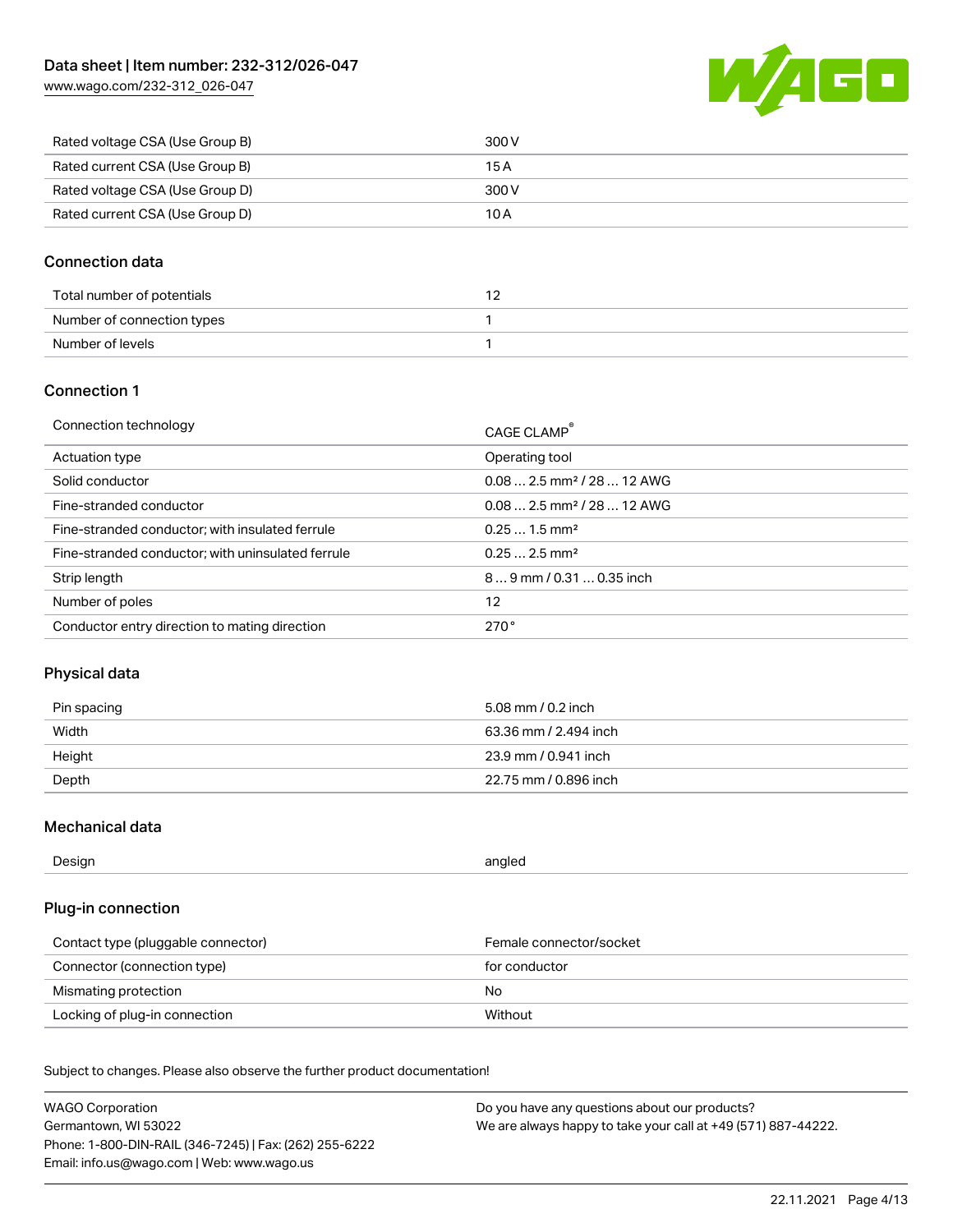| | |
|---|---|
| Rated voltage CSA (Use Group B) | 300 V |
| Rated current CSA (Use Group B) | 15 A |
| Rated voltage CSA (Use Group D) | 300 V |
| Rated current CSA (Use Group D) | 10 A |

## Connection data

| | |
|---|---|
| Total number of potentials | 12 |
| Number of connection types | 1 |
| Number of levels | 1 |

## Connection 1

| | |
|---|---|
| Connection technology | CAGE CLAMP® |
| Actuation type | Operating tool |
| Solid conductor | 0.08 … 2.5 mm² / 28 … 12 AWG |
| Fine-stranded conductor | 0.08 … 2.5 mm² / 28 … 12 AWG |
| Fine-stranded conductor; with insulated ferrule | 0.25 … 1.5 mm² |
| Fine-stranded conductor; with uninsulated ferrule | 0.25 … 2.5 mm² |
| Strip length | 8 … 9 mm / 0.31 … 0.35 inch |
| Number of poles | 12 |
| Conductor entry direction to mating direction | 270 ° |

## Physical data

| | |
|---|---|
| Pin spacing | 5.08 mm / 0.2 inch |
| Width | 63.36 mm / 2.494 inch |
| Height | 23.9 mm / 0.941 inch |
| Depth | 22.75 mm / 0.896 inch |

## Mechanical data

| | |
|---|---|
| Design | angled |

## Plug-in connection

| | |
|---|---|
| Contact type (pluggable connector) | Female connector/socket |
| Connector (connection type) | for conductor |
| Mismating protection | No |
| Locking of plug-in connection | Without |

Subject to changes. Please also observe the further product documentation!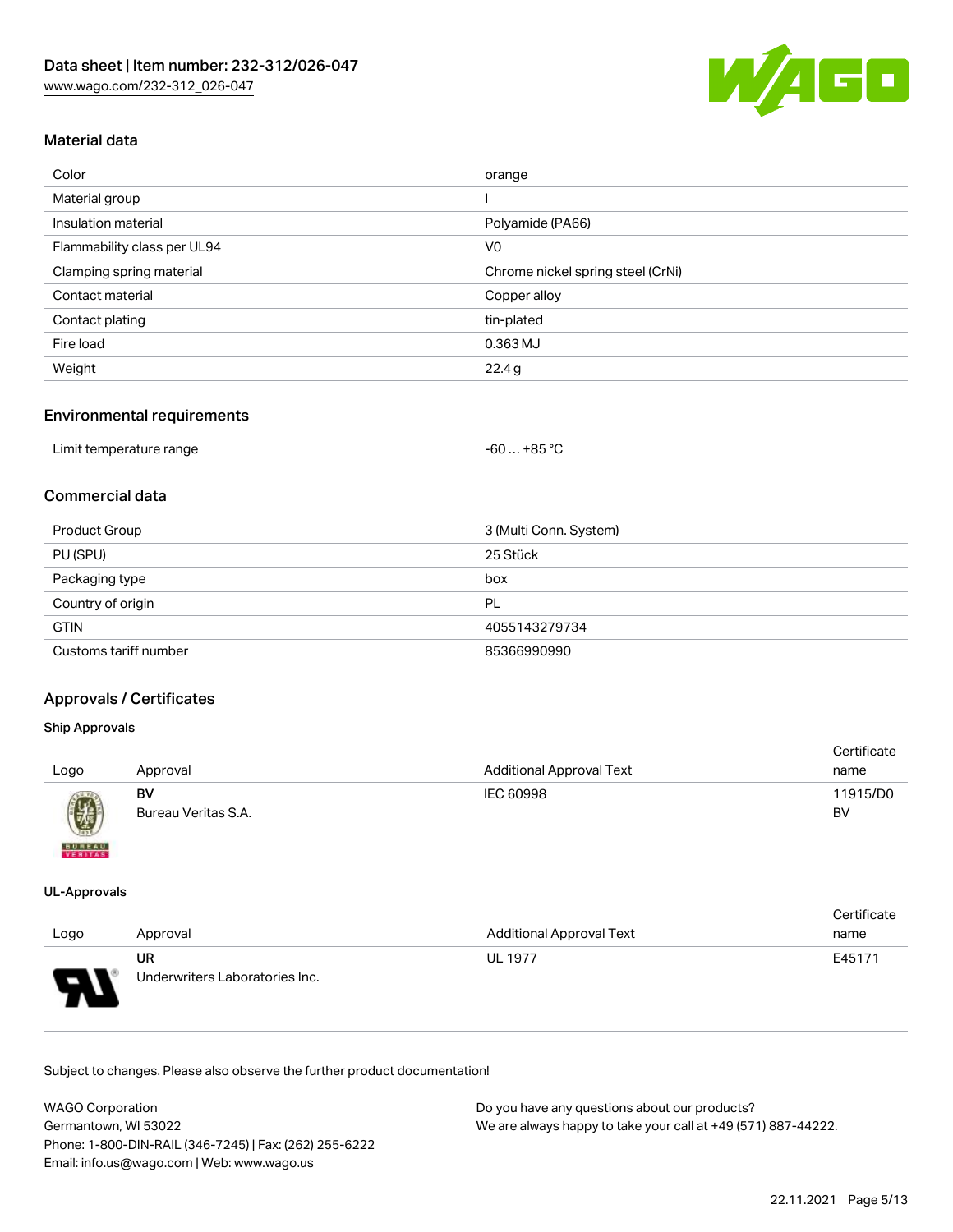## Material data

| | |
|---|---|
| Color | orange |
| Material group | I |
| Insulation material | Polyamide (PA66) |
| Flammability class per UL94 | V0 |
| Clamping spring material | Chrome nickel spring steel (CrNi) |
| Contact material | Copper alloy |
| Contact plating | tin-plated |
| Fire load | 0.363 MJ |
| Weight | 22.4 g |

## Environmental requirements

| | |
|---|---|
| Limit temperature range | -60 … +85 °C |

## Commercial data

| | |
|---|---|
| Product Group | 3 (Multi Conn. System) |
| PU (SPU) | 25 Stück |
| Packaging type | box |
| Country of origin | PL |
| GTIN | 4055143279734 |
| Customs tariff number | 85366990990 |

## Approvals / Certificates

### Ship Approvals

| Logo | Approval | Additional Approval Text | Certificate name |
|---|---|---|---|
| | **BV** Bureau Veritas S.A. | IEC 60998 | 11915/D0 BV |

### UL-Approvals

| Logo | Approval | Additional Approval Text | Certificate name |
|---|---|---|---|
| | **UR** Underwriters Laboratories Inc. | UL 1977 | E45171 |

Subject to changes. Please also observe the further product documentation!

WAGO Corporation
Germantown, WI 53022
Phone: 1-800-DIN-RAIL (346-7245) | Fax: (262) 255-6222
Email: info.us@wago.com | Web: www.wago.us

Do you have any questions about our products?
We are always happy to take your call at +49 (571) 887-44222.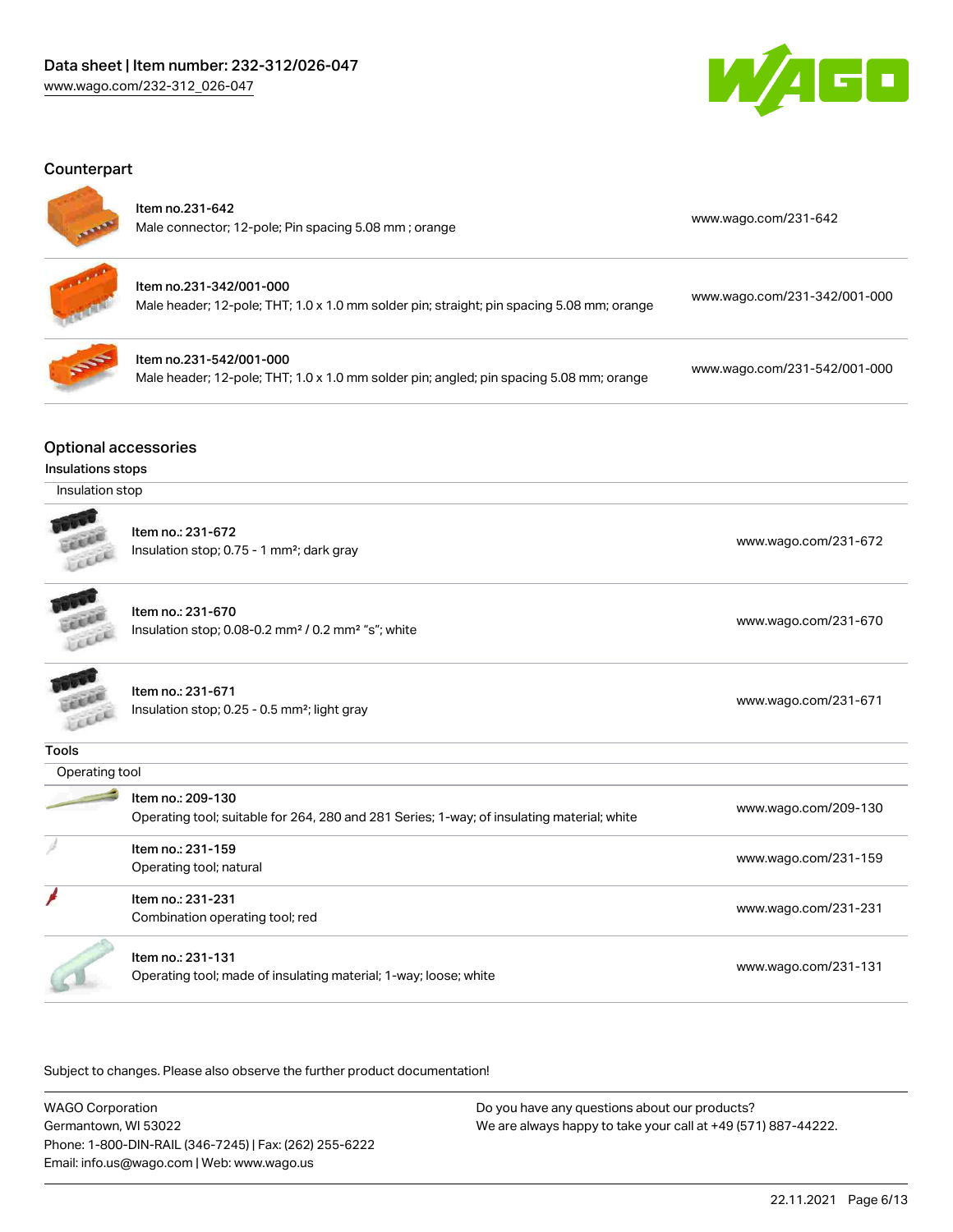## Counterpart

| | |
|---|---|
| Item no.231-642<br>Male connector; 12-pole; Pin spacing 5.08 mm ; orange | www.wago.com/231-642 |
| Item no.231-342/001-000<br>Male header; 12-pole; THT; 1.0 x 1.0 mm solder pin; straight; pin spacing 5.08 mm; orange | www.wago.com/231-342/001-000 |
| Item no.231-542/001-000<br>Male header; 12-pole; THT; 1.0 x 1.0 mm solder pin; angled; pin spacing 5.08 mm; orange | www.wago.com/231-542/001-000 |

## Optional accessories

### Insulations stops

| Insulation stop | |
|---|---|
| Item no.: 231-672<br>Insulation stop; 0.75 - 1 mm²; dark gray | www.wago.com/231-672 |
| Item no.: 231-670<br>Insulation stop; 0.08-0.2 mm² / 0.2 mm² "s"; white | www.wago.com/231-670 |
| Item no.: 231-671<br>Insulation stop; 0.25 - 0.5 mm²; light gray | www.wago.com/231-671 |

### Tools

| Operating tool | |
|---|---|
| Item no.: 209-130<br>Operating tool; suitable for 264, 280 and 281 Series; 1-way; of insulating material; white | www.wago.com/209-130 |
| Item no.: 231-159<br>Operating tool; natural | www.wago.com/231-159 |
| Item no.: 231-231<br>Combination operating tool; red | www.wago.com/231-231 |
| Item no.: 231-131<br>Operating tool; made of insulating material; 1-way; loose; white | www.wago.com/231-131 |

Subject to changes. Please also observe the further product documentation!

WAGO Corporation
Germantown, WI 53022
Phone: 1-800-DIN-RAIL (346-7245) | Fax: (262) 255-6222
Email: info.us@wago.com | Web: www.wago.us

Do you have any questions about our products?
We are always happy to take your call at +49 (571) 887-44222.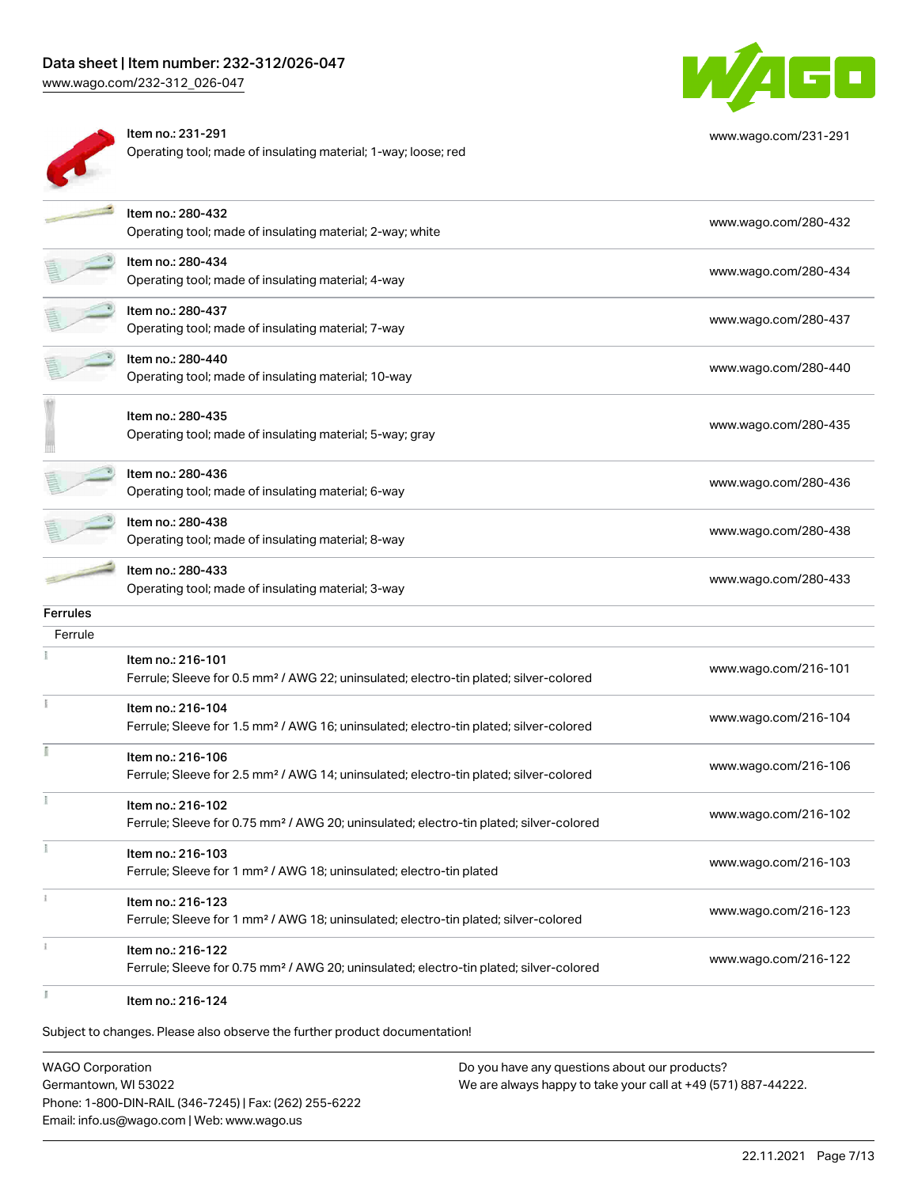| | | |
|---|---|---|
| | Item no.: 231-291<br>Operating tool; made of insulating material; 1-way; loose; red | www.wago.com/231-291 |
| | Item no.: 280-432<br>Operating tool; made of insulating material; 2-way; white | www.wago.com/280-432 |
| | Item no.: 280-434<br>Operating tool; made of insulating material; 4-way | www.wago.com/280-434 |
| | Item no.: 280-437<br>Operating tool; made of insulating material; 7-way | www.wago.com/280-437 |
| | Item no.: 280-440<br>Operating tool; made of insulating material; 10-way | www.wago.com/280-440 |
| | Item no.: 280-435<br>Operating tool; made of insulating material; 5-way; gray | www.wago.com/280-435 |
| | Item no.: 280-436<br>Operating tool; made of insulating material; 6-way | www.wago.com/280-436 |
| | Item no.: 280-438<br>Operating tool; made of insulating material; 8-way | www.wago.com/280-438 |
| | Item no.: 280-433<br>Operating tool; made of insulating material; 3-way | www.wago.com/280-433 |

**Ferrules**

Ferrule

| | | |
|---|---|---|
| | Item no.: 216-101<br>Ferrule; Sleeve for 0.5 mm² / AWG 22; uninsulated; electro-tin plated; silver-colored | www.wago.com/216-101 |
| | Item no.: 216-104<br>Ferrule; Sleeve for 1.5 mm² / AWG 16; uninsulated; electro-tin plated; silver-colored | www.wago.com/216-104 |
| | Item no.: 216-106<br>Ferrule; Sleeve for 2.5 mm² / AWG 14; uninsulated; electro-tin plated; silver-colored | www.wago.com/216-106 |
| | Item no.: 216-102<br>Ferrule; Sleeve for 0.75 mm² / AWG 20; uninsulated; electro-tin plated; silver-colored | www.wago.com/216-102 |
| | Item no.: 216-103<br>Ferrule; Sleeve for 1 mm² / AWG 18; uninsulated; electro-tin plated | www.wago.com/216-103 |
| | Item no.: 216-123<br>Ferrule; Sleeve for 1 mm² / AWG 18; uninsulated; electro-tin plated; silver-colored | www.wago.com/216-123 |
| | Item no.: 216-122<br>Ferrule; Sleeve for 0.75 mm² / AWG 20; uninsulated; electro-tin plated; silver-colored | www.wago.com/216-122 |
| | Item no.: 216-124 | |

Subject to changes. Please also observe the further product documentation!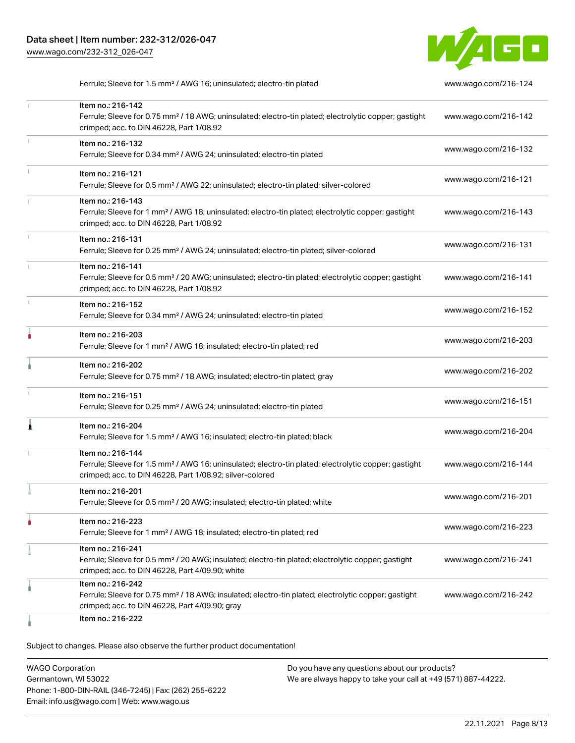| Description | Link |
| --- | --- |
| Ferrule; Sleeve for 1.5 mm² / AWG 16; uninsulated; electro-tin plated | www.wago.com/216-124 |
| Item no.: 216-142<br>Ferrule; Sleeve for 0.75 mm² / 18 AWG; uninsulated; electro-tin plated; electrolytic copper; gastight crimped; acc. to DIN 46228, Part 1/08.92 | www.wago.com/216-142 |
| Item no.: 216-132<br>Ferrule; Sleeve for 0.34 mm² / AWG 24; uninsulated; electro-tin plated | www.wago.com/216-132 |
| Item no.: 216-121<br>Ferrule; Sleeve for 0.5 mm² / AWG 22; uninsulated; electro-tin plated; silver-colored | www.wago.com/216-121 |
| Item no.: 216-143<br>Ferrule; Sleeve for 1 mm² / AWG 18; uninsulated; electro-tin plated; electrolytic copper; gastight crimped; acc. to DIN 46228, Part 1/08.92 | www.wago.com/216-143 |
| Item no.: 216-131<br>Ferrule; Sleeve for 0.25 mm² / AWG 24; uninsulated; electro-tin plated; silver-colored | www.wago.com/216-131 |
| Item no.: 216-141<br>Ferrule; Sleeve for 0.5 mm² / 20 AWG; uninsulated; electro-tin plated; electrolytic copper; gastight crimped; acc. to DIN 46228, Part 1/08.92 | www.wago.com/216-141 |
| Item no.: 216-152<br>Ferrule; Sleeve for 0.34 mm² / AWG 24; uninsulated; electro-tin plated | www.wago.com/216-152 |
| Item no.: 216-203<br>Ferrule; Sleeve for 1 mm² / AWG 18; insulated; electro-tin plated; red | www.wago.com/216-203 |
| Item no.: 216-202<br>Ferrule; Sleeve for 0.75 mm² / 18 AWG; insulated; electro-tin plated; gray | www.wago.com/216-202 |
| Item no.: 216-151<br>Ferrule; Sleeve for 0.25 mm² / AWG 24; uninsulated; electro-tin plated | www.wago.com/216-151 |
| Item no.: 216-204<br>Ferrule; Sleeve for 1.5 mm² / AWG 16; insulated; electro-tin plated; black | www.wago.com/216-204 |
| Item no.: 216-144<br>Ferrule; Sleeve for 1.5 mm² / AWG 16; uninsulated; electro-tin plated; electrolytic copper; gastight crimped; acc. to DIN 46228, Part 1/08.92; silver-colored | www.wago.com/216-144 |
| Item no.: 216-201<br>Ferrule; Sleeve for 0.5 mm² / 20 AWG; insulated; electro-tin plated; white | www.wago.com/216-201 |
| Item no.: 216-223<br>Ferrule; Sleeve for 1 mm² / AWG 18; insulated; electro-tin plated; red | www.wago.com/216-223 |
| Item no.: 216-241<br>Ferrule; Sleeve for 0.5 mm² / 20 AWG; insulated; electro-tin plated; electrolytic copper; gastight crimped; acc. to DIN 46228, Part 4/09.90; white | www.wago.com/216-241 |
| Item no.: 216-242<br>Ferrule; Sleeve for 0.75 mm² / 18 AWG; insulated; electro-tin plated; electrolytic copper; gastight crimped; acc. to DIN 46228, Part 4/09.90; gray | www.wago.com/216-242 |
| Item no.: 216-222 | |

Subject to changes. Please also observe the further product documentation!

WAGO Corporation
Germantown, WI 53022
Phone: 1-800-DIN-RAIL (346-7245) | Fax: (262) 255-6222
Email: info.us@wago.com | Web: www.wago.us

Do you have any questions about our products?
We are always happy to take your call at +49 (571) 887-44222.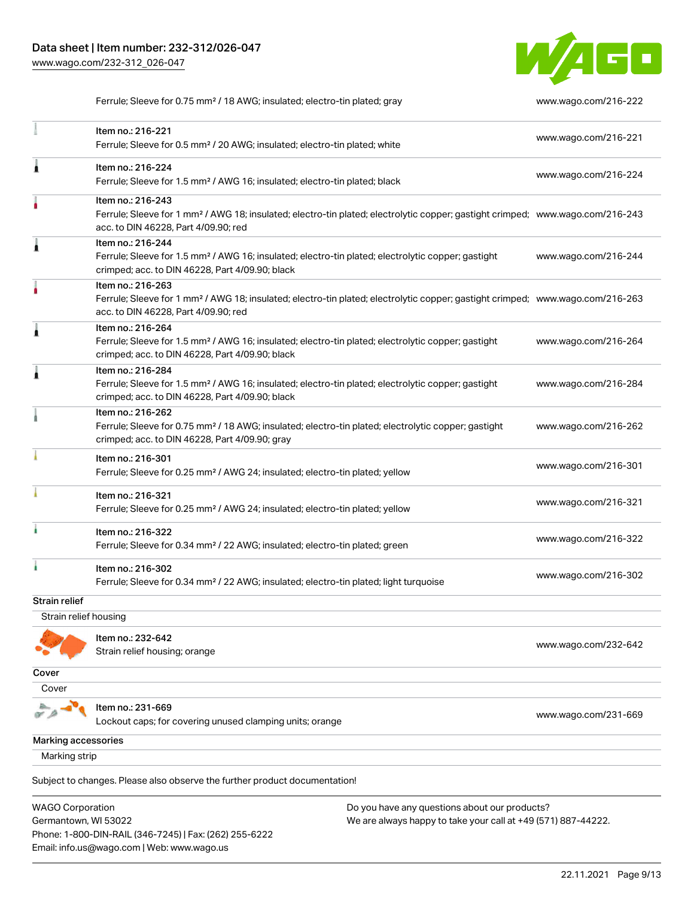| | | |
|---|---|---|
| | Ferrule; Sleeve for 0.75 mm² / 18 AWG; insulated; electro-tin plated; gray | www.wago.com/216-222 |
| | Item no.: 216-221<br>Ferrule; Sleeve for 0.5 mm² / 20 AWG; insulated; electro-tin plated; white | www.wago.com/216-221 |
| | Item no.: 216-224<br>Ferrule; Sleeve for 1.5 mm² / AWG 16; insulated; electro-tin plated; black | www.wago.com/216-224 |
| | Item no.: 216-243<br>Ferrule; Sleeve for 1 mm² / AWG 18; insulated; electro-tin plated; electrolytic copper; gastight crimped; acc. to DIN 46228, Part 4/09.90; red | www.wago.com/216-243 |
| | Item no.: 216-244<br>Ferrule; Sleeve for 1.5 mm² / AWG 16; insulated; electro-tin plated; electrolytic copper; gastight crimped; acc. to DIN 46228, Part 4/09.90; black | www.wago.com/216-244 |
| | Item no.: 216-263<br>Ferrule; Sleeve for 1 mm² / AWG 18; insulated; electro-tin plated; electrolytic copper; gastight crimped; acc. to DIN 46228, Part 4/09.90; red | www.wago.com/216-263 |
| | Item no.: 216-264<br>Ferrule; Sleeve for 1.5 mm² / AWG 16; insulated; electro-tin plated; electrolytic copper; gastight crimped; acc. to DIN 46228, Part 4/09.90; black | www.wago.com/216-264 |
| | Item no.: 216-284<br>Ferrule; Sleeve for 1.5 mm² / AWG 16; insulated; electro-tin plated; electrolytic copper; gastight crimped; acc. to DIN 46228, Part 4/09.90; black | www.wago.com/216-284 |
| | Item no.: 216-262<br>Ferrule; Sleeve for 0.75 mm² / 18 AWG; insulated; electro-tin plated; electrolytic copper; gastight crimped; acc. to DIN 46228, Part 4/09.90; gray | www.wago.com/216-262 |
| | Item no.: 216-301<br>Ferrule; Sleeve for 0.25 mm² / AWG 24; insulated; electro-tin plated; yellow | www.wago.com/216-301 |
| | Item no.: 216-321<br>Ferrule; Sleeve for 0.25 mm² / AWG 24; insulated; electro-tin plated; yellow | www.wago.com/216-321 |
| | Item no.: 216-322<br>Ferrule; Sleeve for 0.34 mm² / 22 AWG; insulated; electro-tin plated; green | www.wago.com/216-322 |
| | Item no.: 216-302<br>Ferrule; Sleeve for 0.34 mm² / 22 AWG; insulated; electro-tin plated; light turquoise | www.wago.com/216-302 |

**Strain relief**

Strain relief housing

| | | |
|---|---|---|
| | Item no.: 232-642<br>Strain relief housing; orange | www.wago.com/232-642 |

**Cover**

Cover

| | | |
|---|---|---|
| | Item no.: 231-669<br>Lockout caps; for covering unused clamping units; orange | www.wago.com/231-669 |

**Marking accessories**

Marking strip

Subject to changes. Please also observe the further product documentation!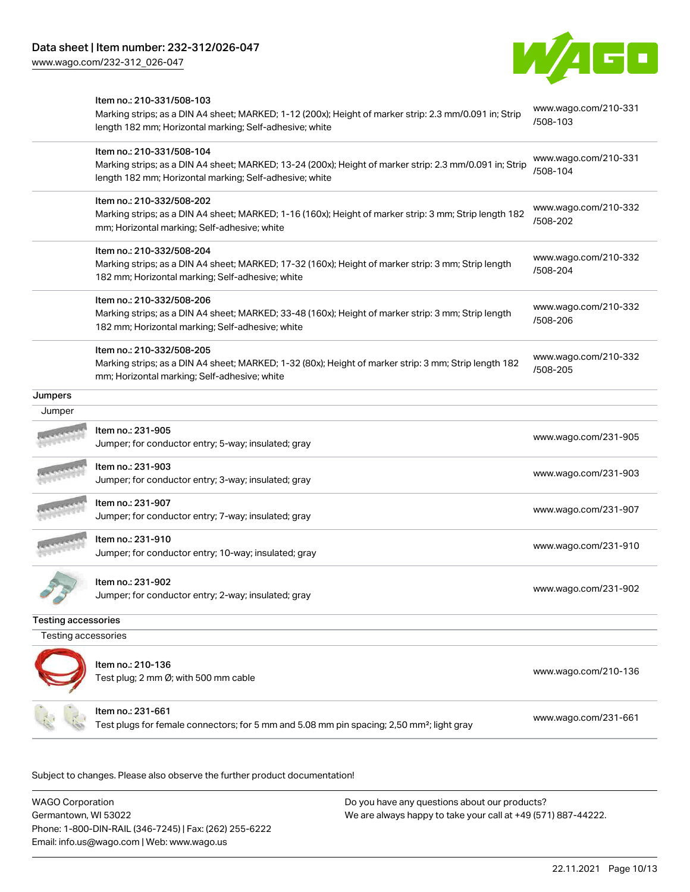| | | |
|---|---|---|
| | Item no.: 210-331/508-103<br>Marking strips; as a DIN A4 sheet; MARKED; 1-12 (200x); Height of marker strip: 2.3 mm/0.091 in; Strip length 182 mm; Horizontal marking; Self-adhesive; white | www.wago.com/210-331/508-103 |
| | Item no.: 210-331/508-104<br>Marking strips; as a DIN A4 sheet; MARKED; 13-24 (200x); Height of marker strip: 2.3 mm/0.091 in; Strip length 182 mm; Horizontal marking; Self-adhesive; white | www.wago.com/210-331/508-104 |
| | Item no.: 210-332/508-202<br>Marking strips; as a DIN A4 sheet; MARKED; 1-16 (160x); Height of marker strip: 3 mm; Strip length 182 mm; Horizontal marking; Self-adhesive; white | www.wago.com/210-332/508-202 |
| | Item no.: 210-332/508-204<br>Marking strips; as a DIN A4 sheet; MARKED; 17-32 (160x); Height of marker strip: 3 mm; Strip length 182 mm; Horizontal marking; Self-adhesive; white | www.wago.com/210-332/508-204 |
| | Item no.: 210-332/508-206<br>Marking strips; as a DIN A4 sheet; MARKED; 33-48 (160x); Height of marker strip: 3 mm; Strip length 182 mm; Horizontal marking; Self-adhesive; white | www.wago.com/210-332/508-206 |
| | Item no.: 210-332/508-205<br>Marking strips; as a DIN A4 sheet; MARKED; 1-32 (80x); Height of marker strip: 3 mm; Strip length 182 mm; Horizontal marking; Self-adhesive; white | www.wago.com/210-332/508-205 |

## Jumpers

### Jumper

| | | |
|---|---|---|
| | Item no.: 231-905<br>Jumper; for conductor entry; 5-way; insulated; gray | www.wago.com/231-905 |
| | Item no.: 231-903<br>Jumper; for conductor entry; 3-way; insulated; gray | www.wago.com/231-903 |
| | Item no.: 231-907<br>Jumper; for conductor entry; 7-way; insulated; gray | www.wago.com/231-907 |
| | Item no.: 231-910<br>Jumper; for conductor entry; 10-way; insulated; gray | www.wago.com/231-910 |
| | Item no.: 231-902<br>Jumper; for conductor entry; 2-way; insulated; gray | www.wago.com/231-902 |

## Testing accessories

### Testing accessories

| | | |
|---|---|---|
| | Item no.: 210-136<br>Test plug; 2 mm Ø; with 500 mm cable | www.wago.com/210-136 |
| | Item no.: 231-661<br>Test plugs for female connectors; for 5 mm and 5.08 mm pin spacing; 2,50 mm²; light gray | www.wago.com/231-661 |

Subject to changes. Please also observe the further product documentation!

WAGO Corporation
Germantown, WI 53022
Phone: 1-800-DIN-RAIL (346-7245) | Fax: (262) 255-6222
Email: info.us@wago.com | Web: www.wago.us

Do you have any questions about our products?
We are always happy to take your call at +49 (571) 887-44222.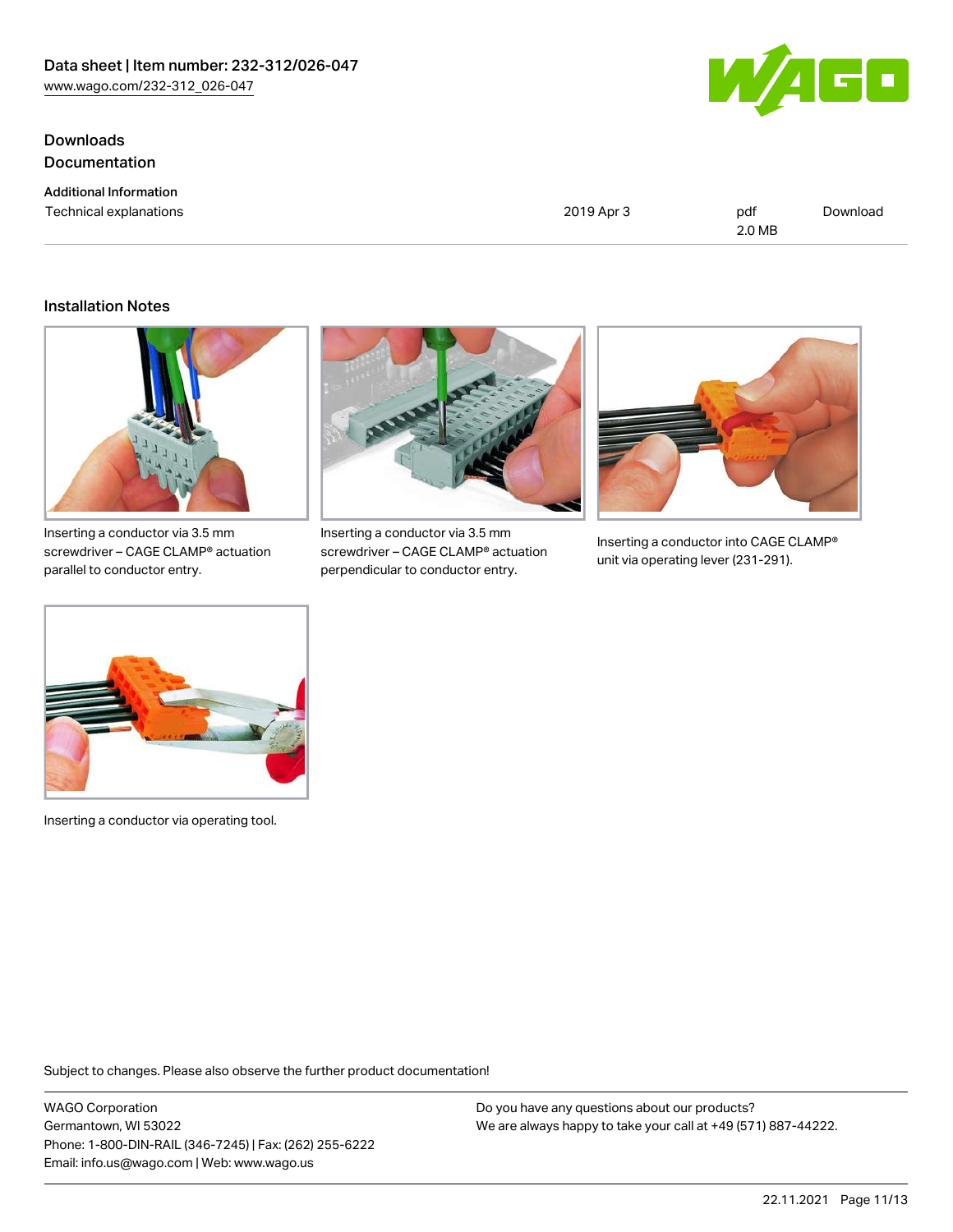## Downloads

### Documentation

**Additional Information**

| Technical explanations | 2019 Apr 3 | pdf 2.0 MB | Download |
| --- | --- | --- | --- |

## Installation Notes

Inserting a conductor via 3.5 mm screwdriver – CAGE CLAMP® actuation parallel to conductor entry.

Inserting a conductor via 3.5 mm screwdriver – CAGE CLAMP® actuation perpendicular to conductor entry.

Inserting a conductor into CAGE CLAMP® unit via operating lever (231-291).

Inserting a conductor via operating tool.

Subject to changes. Please also observe the further product documentation!

WAGO Corporation
Germantown, WI 53022
Phone: 1-800-DIN-RAIL (346-7245) | Fax: (262) 255-6222
Email: info.us@wago.com | Web: www.wago.us

Do you have any questions about our products?
We are always happy to take your call at +49 (571) 887-44222.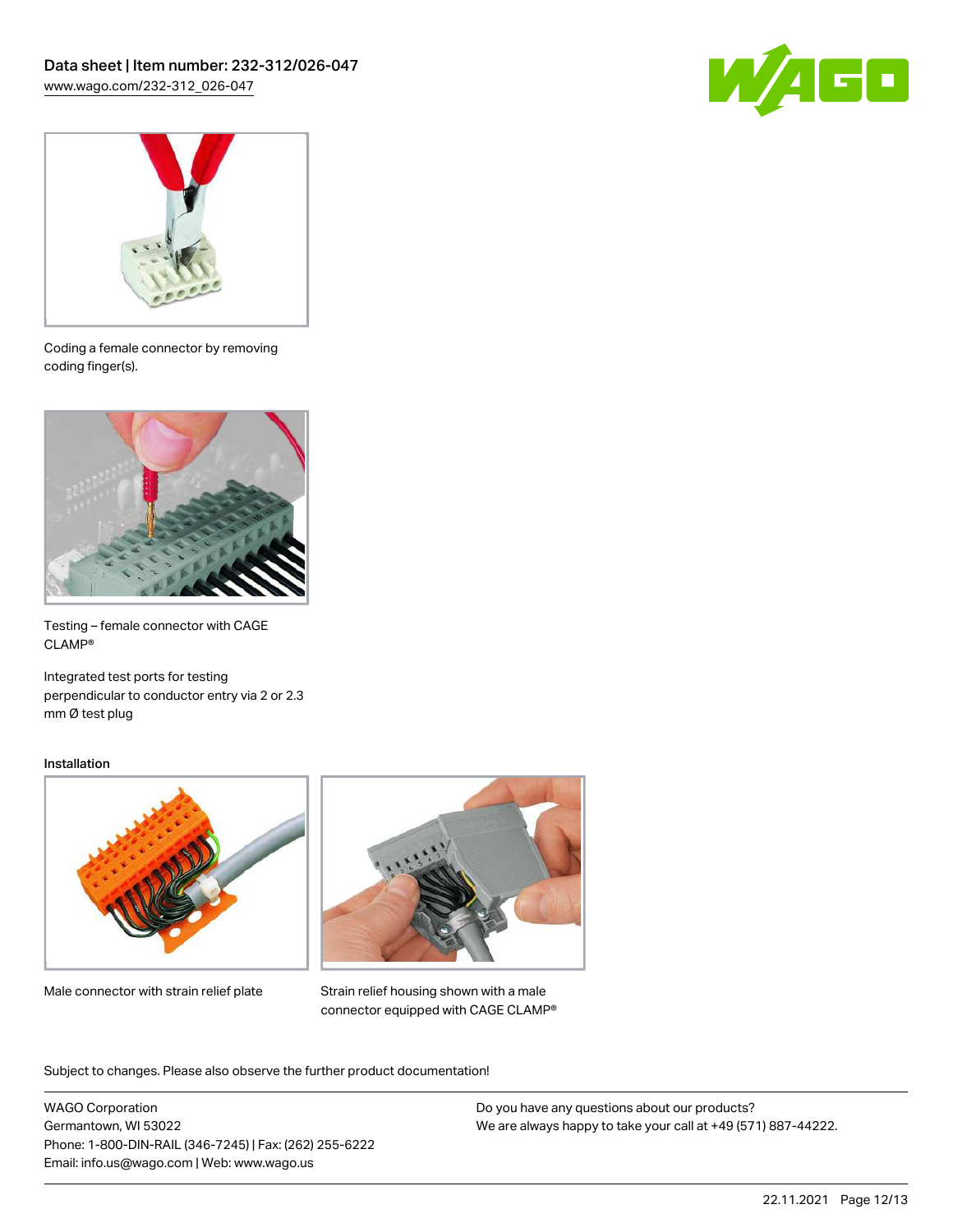Coding a female connector by removing coding finger(s).

Testing – female connector with CAGE CLAMP®

Integrated test ports for testing perpendicular to conductor entry via 2 or 2.3 mm Ø test plug

## Installation

Male connector with strain relief plate

Strain relief housing shown with a male connector equipped with CAGE CLAMP®

Subject to changes. Please also observe the further product documentation!

WAGO Corporation
Germantown, WI 53022
Phone: 1-800-DIN-RAIL (346-7245) | Fax: (262) 255-6222
Email: info.us@wago.com | Web: www.wago.us

Do you have any questions about our products?
We are always happy to take your call at +49 (571) 887-44222.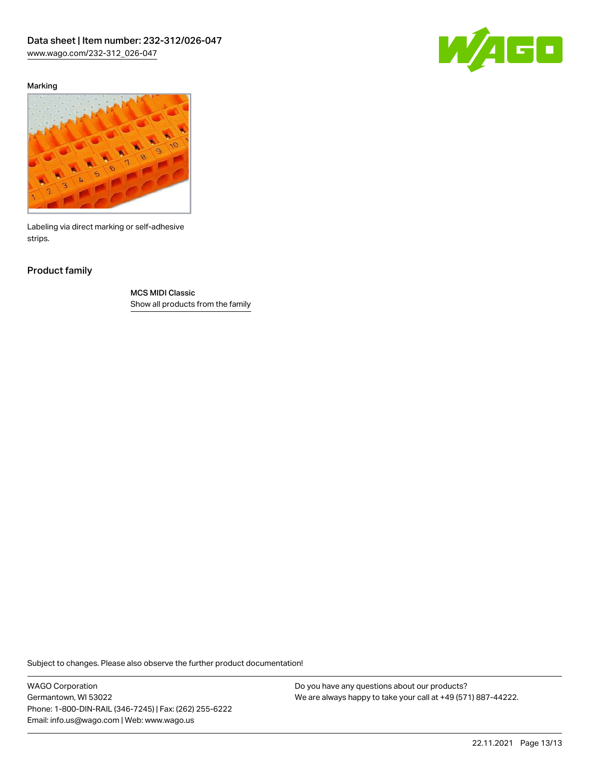Marking

Labeling via direct marking or self-adhesive strips.

## Product family

MCS MIDI Classic
Show all products from the family

Subject to changes. Please also observe the further product documentation!

WAGO Corporation
Germantown, WI 53022
Phone: 1-800-DIN-RAIL (346-7245) | Fax: (262) 255-6222
Email: info.us@wago.com | Web: www.wago.us

Do you have any questions about our products?
We are always happy to take your call at +49 (571) 887-44222.